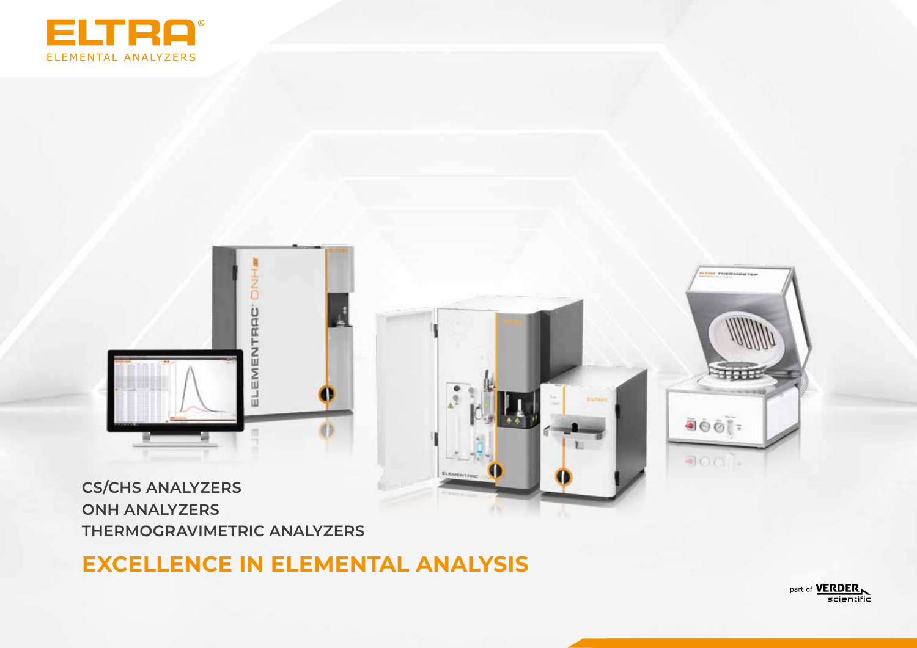# ELTRA®

ELEMENTAL ANALYZERS

CS/CHS ANALYZERS

ONH ANALYZERS

THERMOGRAVIMETRIC ANALYZERS

## EXCELLENCE IN ELEMENTAL ANALYSIS

part of VERDER scientific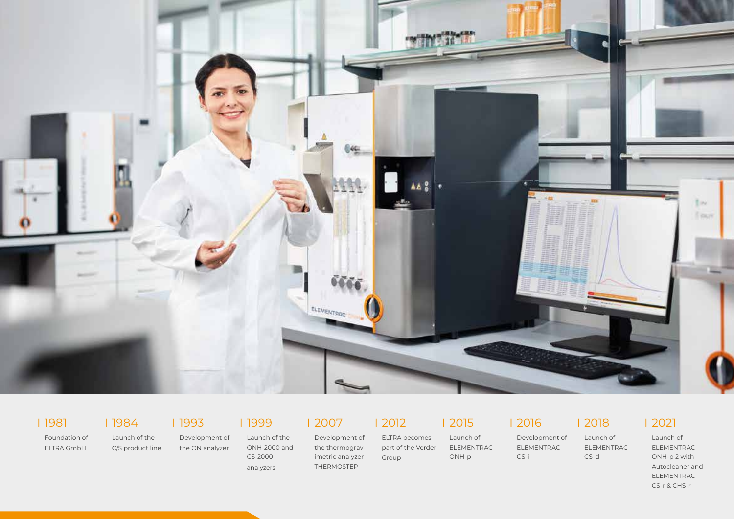| 1981
Foundation of ELTRA GmbH

| 1984
Launch of the C/S product line

| 1993
Development of the ON analyzer

| 1999
Launch of the ONH-2000 and CS-2000 analyzers

| 2007
Development of the thermogravimetric analyzer THERMOSTEP

| 2012
ELTRA becomes part of the Verder Group

| 2015
Launch of ELEMENTRAC ONH-p

| 2016
Development of ELEMENTRAC CS-i

| 2018
Launch of ELEMENTRAC CS-d

| 2021
Launch of ELEMENTRAC ONH-p 2 with Autocleaner and ELEMENTRAC CS-r & CHS-r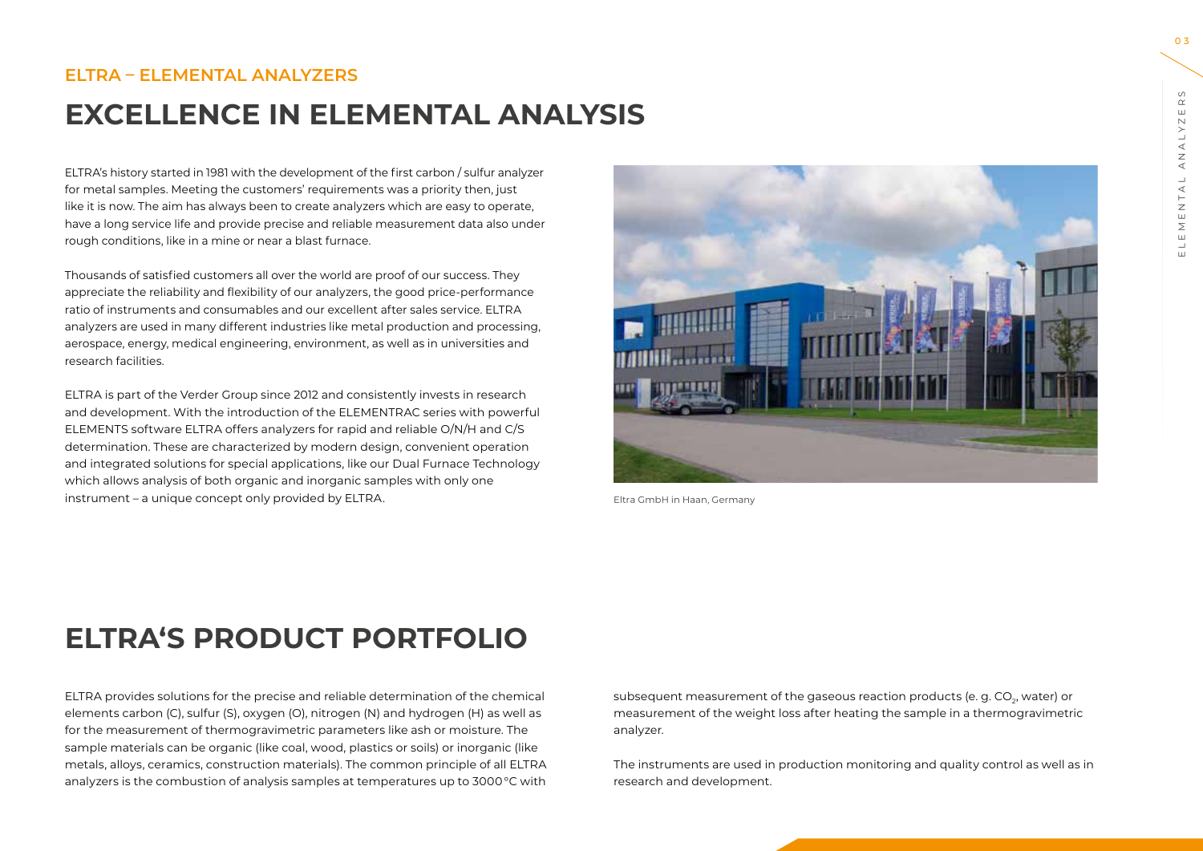**ELTRA – ELEMENTAL ANALYZERS**

# EXCELLENCE IN ELEMENTAL ANALYSIS

ELTRA's history started in 1981 with the development of the first carbon / sulfur analyzer for metal samples. Meeting the customers' requirements was a priority then, just like it is now. The aim has always been to create analyzers which are easy to operate, have a long service life and provide precise and reliable measurement data also under rough conditions, like in a mine or near a blast furnace.

Thousands of satisfied customers all over the world are proof of our success. They appreciate the reliability and flexibility of our analyzers, the good price-performance ratio of instruments and consumables and our excellent after sales service. ELTRA analyzers are used in many different industries like metal production and processing, aerospace, energy, medical engineering, environment, as well as in universities and research facilities.

ELTRA is part of the Verder Group since 2012 and consistently invests in research and development. With the introduction of the ELEMENTRAC series with powerful ELEMENTS software ELTRA offers analyzers for rapid and reliable O/N/H and C/S determination. These are characterized by modern design, convenient operation and integrated solutions for special applications, like our Dual Furnace Technology which allows analysis of both organic and inorganic samples with only one instrument – a unique concept only provided by ELTRA.

Eltra GmbH in Haan, Germany

# ELTRA'S PRODUCT PORTFOLIO

ELTRA provides solutions for the precise and reliable determination of the chemical elements carbon (C), sulfur (S), oxygen (O), nitrogen (N) and hydrogen (H) as well as for the measurement of thermogravimetric parameters like ash or moisture. The sample materials can be organic (like coal, wood, plastics or soils) or inorganic (like metals, alloys, ceramics, construction materials). The common principle of all ELTRA analyzers is the combustion of analysis samples at temperatures up to 3000 °C with subsequent measurement of the gaseous reaction products (e. g. $CO_2$, water) or measurement of the weight loss after heating the sample in a thermogravimetric analyzer.

The instruments are used in production monitoring and quality control as well as in research and development.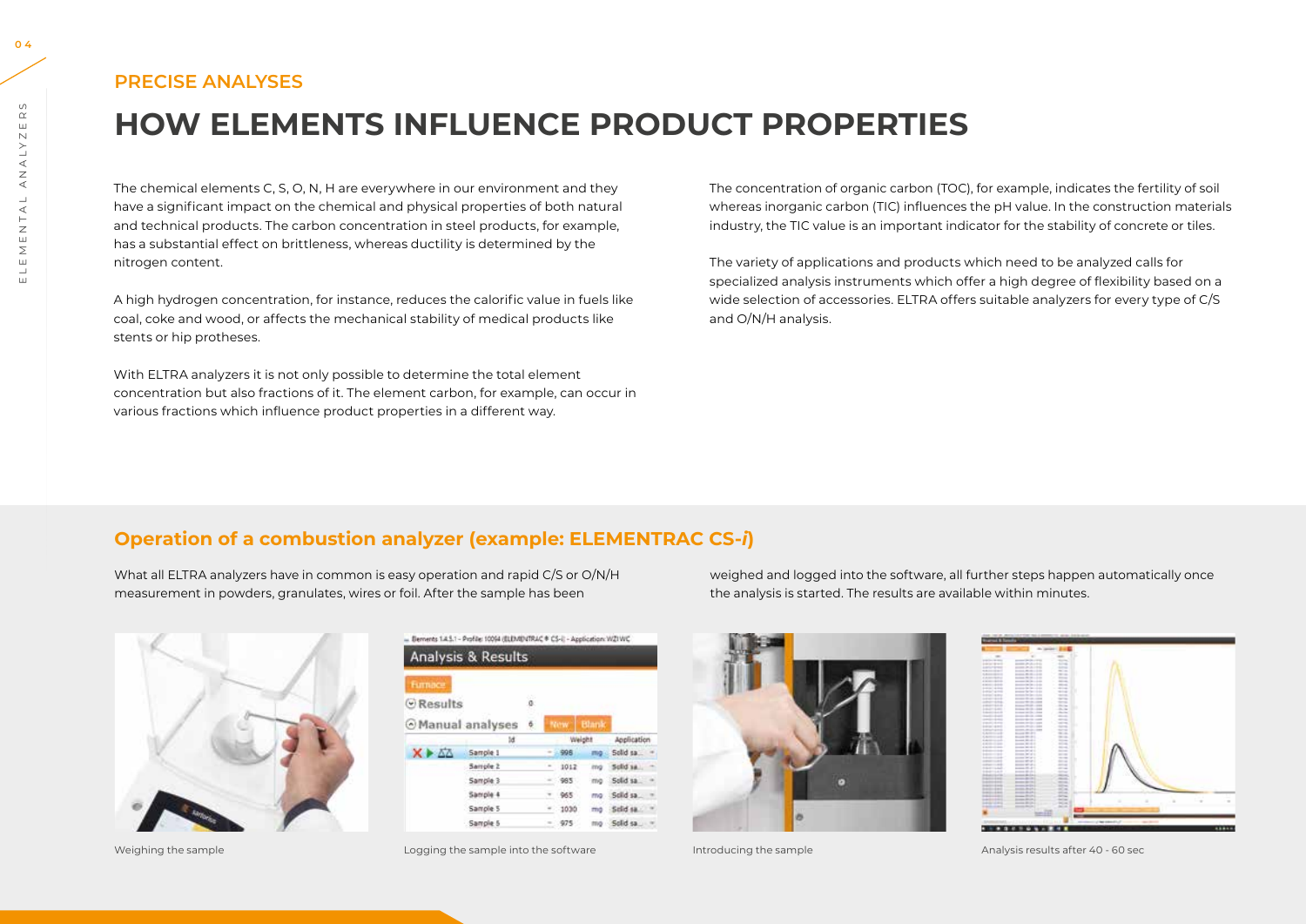## PRECISE ANALYSES

# HOW ELEMENTS INFLUENCE PRODUCT PROPERTIES

The chemical elements C, S, O, N, H are everywhere in our environment and they have a significant impact on the chemical and physical properties of both natural and technical products. The carbon concentration in steel products, for example, has a substantial effect on brittleness, whereas ductility is determined by the nitrogen content.

A high hydrogen concentration, for instance, reduces the calorific value in fuels like coal, coke and wood, or affects the mechanical stability of medical products like stents or hip protheses.

With ELTRA analyzers it is not only possible to determine the total element concentration but also fractions of it. The element carbon, for example, can occur in various fractions which influence product properties in a different way.

The concentration of organic carbon (TOC), for example, indicates the fertility of soil whereas inorganic carbon (TIC) influences the pH value. In the construction materials industry, the TIC value is an important indicator for the stability of concrete or tiles.

The variety of applications and products which need to be analyzed calls for specialized analysis instruments which offer a high degree of flexibility based on a wide selection of accessories. ELTRA offers suitable analyzers for every type of C/S and O/N/H analysis.

## Operation of a combustion analyzer (example: ELEMENTRAC CS-*i*)

What all ELTRA analyzers have in common is easy operation and rapid C/S or O/N/H measurement in powders, granulates, wires or foil. After the sample has been weighed and logged into the software, all further steps happen automatically once the analysis is started. The results are available within minutes.

Weighing the sample

Logging the sample into the software

Introducing the sample

Analysis results after 40 - 60 sec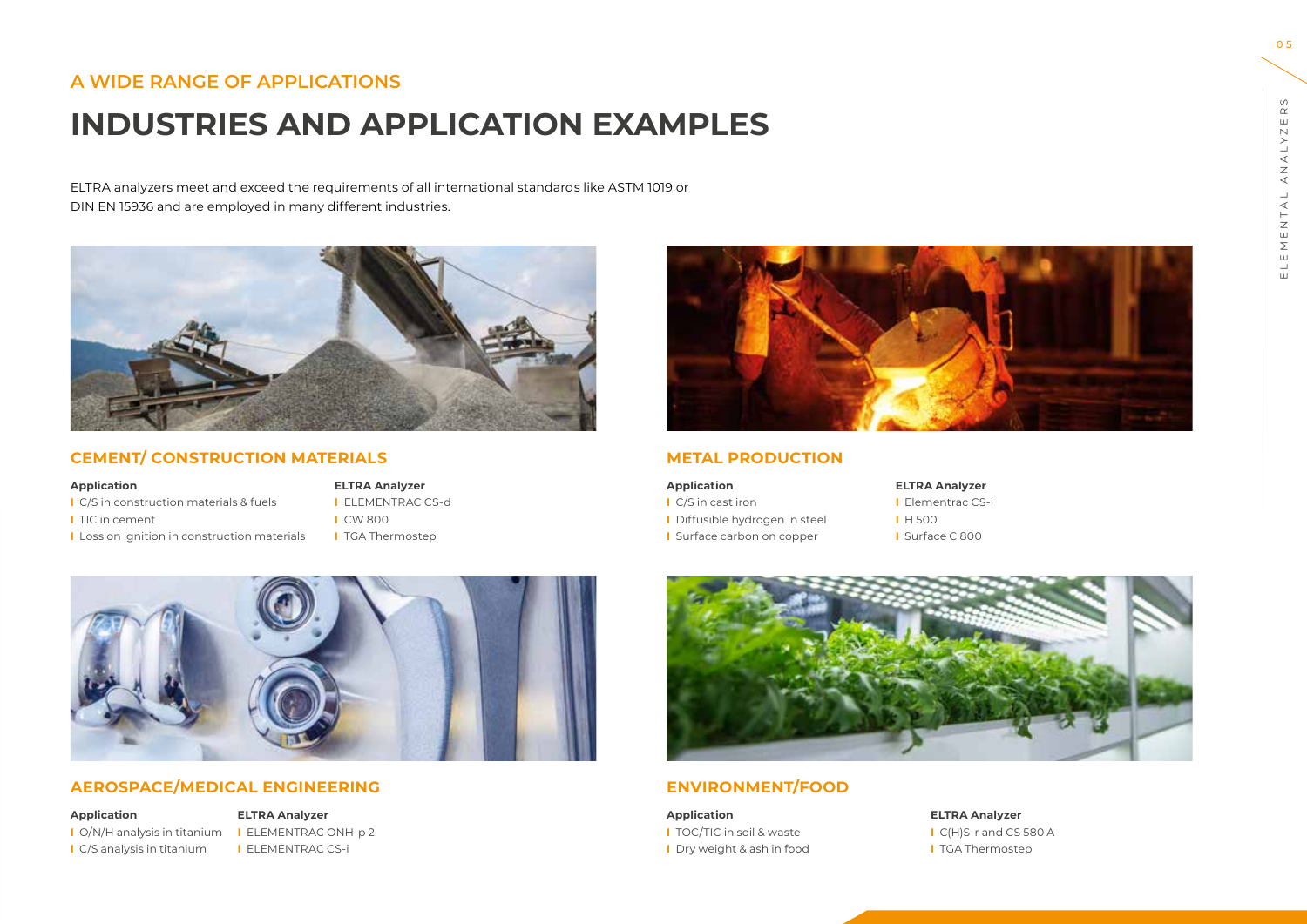## A WIDE RANGE OF APPLICATIONS

# INDUSTRIES AND APPLICATION EXAMPLES

ELTRA analyzers meet and exceed the requirements of all international standards like ASTM 1019 or DIN EN 15936 and are employed in many different industries.

### CEMENT/ CONSTRUCTION MATERIALS

| Application | ELTRA Analyzer |
|---|---|
| C/S in construction materials & fuels | ELEMENTRAC CS-d |
| TIC in cement | CW 800 |
| Loss on ignition in construction materials | TGA Thermostep |

### METAL PRODUCTION

| Application | ELTRA Analyzer |
|---|---|
| C/S in cast iron | Elementrac CS-i |
| Diffusible hydrogen in steel | H 500 |
| Surface carbon on copper | Surface C 800 |

### AEROSPACE/MEDICAL ENGINEERING

| Application | ELTRA Analyzer |
|---|---|
| O/N/H analysis in titanium | ELEMENTRAC ONH-p 2 |
| C/S analysis in titanium | ELEMENTRAC CS-i |

### ENVIRONMENT/FOOD

| Application | ELTRA Analyzer |
|---|---|
| TOC/TIC in soil & waste | C(H)S-r and CS 580 A |
| Dry weight & ash in food | TGA Thermostep |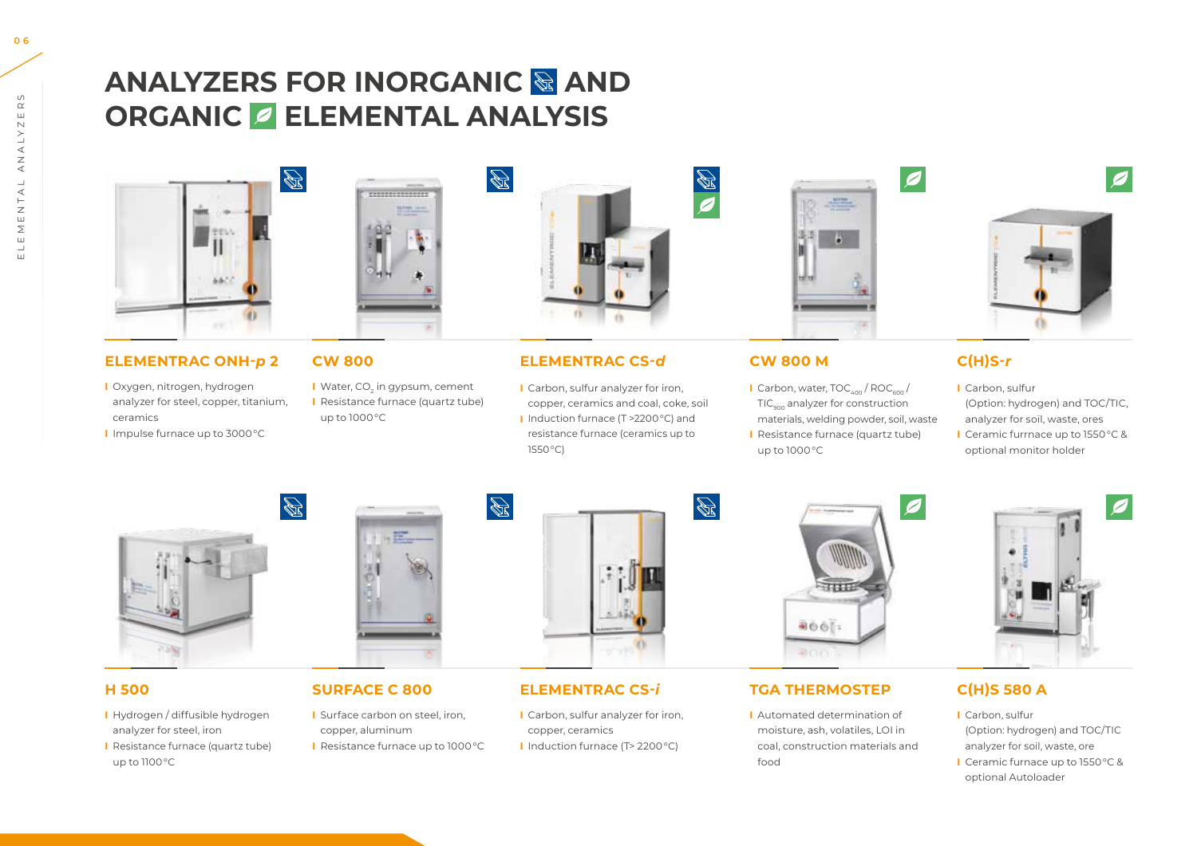# ANALYZERS FOR INORGANIC AND ORGANIC ELEMENTAL ANALYSIS

### ELEMENTRAC ONH-*p* 2

- Oxygen, nitrogen, hydrogen analyzer for steel, copper, titanium, ceramics
- Impulse furnace up to 3000 °C

### CW 800

- Water, $CO_2$ in gypsum, cement
- Resistance furnace (quartz tube) up to 1000 °C

### ELEMENTRAC CS-*d*

- Carbon, sulfur analyzer for iron, copper, ceramics and coal, coke, soil
- Induction furnace (T >2200 °C) and resistance furnace (ceramics up to 1550 °C)

### CW 800 M

- Carbon, water, $TOC_{400}$ / $ROC_{600}$ / $TIC_{900}$ analyzer for construction materials, welding powder, soil, waste
- Resistance furnace (quartz tube) up to 1000 °C

### C(H)S-*r*

- Carbon, sulfur (Option: hydrogen) and TOC/TIC, analyzer for soil, waste, ores
- Ceramic furrnace up to 1550 °C & optional monitor holder

### H 500

- Hydrogen / diffusible hydrogen analyzer for steel, iron
- Resistance furnace (quartz tube) up to 1100 °C

### SURFACE C 800

- Surface carbon on steel, iron, copper, aluminum
- Resistance furnace up to 1000 °C

### ELEMENTRAC CS-*i*

- Carbon, sulfur analyzer for iron, copper, ceramics
- Induction furnace (T> 2200 °C)

### TGA THERMOSTEP

- Automated determination of moisture, ash, volatiles, LOI in coal, construction materials and food

### C(H)S 580 A

- Carbon, sulfur (Option: hydrogen) and TOC/TIC analyzer for soil, waste, ore
- Ceramic furnace up to 1550 °C & optional Autoloader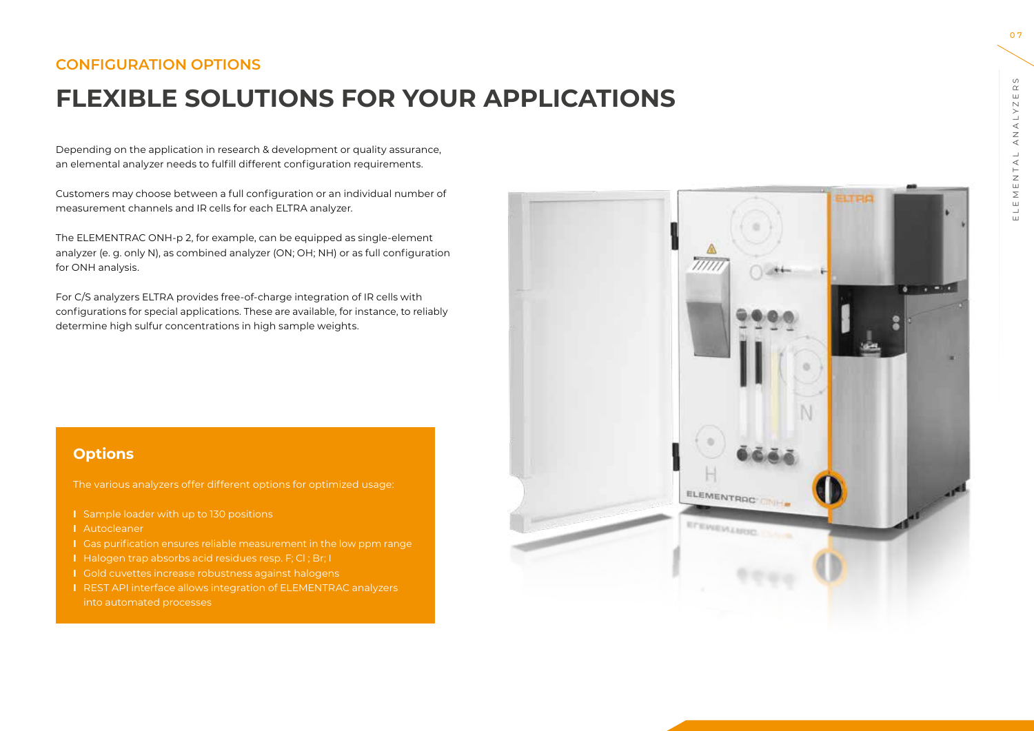## CONFIGURATION OPTIONS

# FLEXIBLE SOLUTIONS FOR YOUR APPLICATIONS

Depending on the application in research & development or quality assurance, an elemental analyzer needs to fulfill different configuration requirements.

Customers may choose between a full configuration or an individual number of measurement channels and IR cells for each ELTRA analyzer.

The ELEMENTRAC ONH-p 2, for example, can be equipped as single-element analyzer (e. g. only N), as combined analyzer (ON; OH; NH) or as full configuration for ONH analysis.

For C/S analyzers ELTRA provides free-of-charge integration of IR cells with configurations for special applications. These are available, for instance, to reliably determine high sulfur concentrations in high sample weights.

### Options

The various analyzers offer different options for optimized usage:

- Sample loader with up to 130 positions
- Autocleaner
- Gas purification ensures reliable measurement in the low ppm range
- Halogen trap absorbs acid residues resp. F; Cl ; Br; I
- Gold cuvettes increase robustness against halogens
- REST API interface allows integration of ELEMENTRAC analyzers into automated processes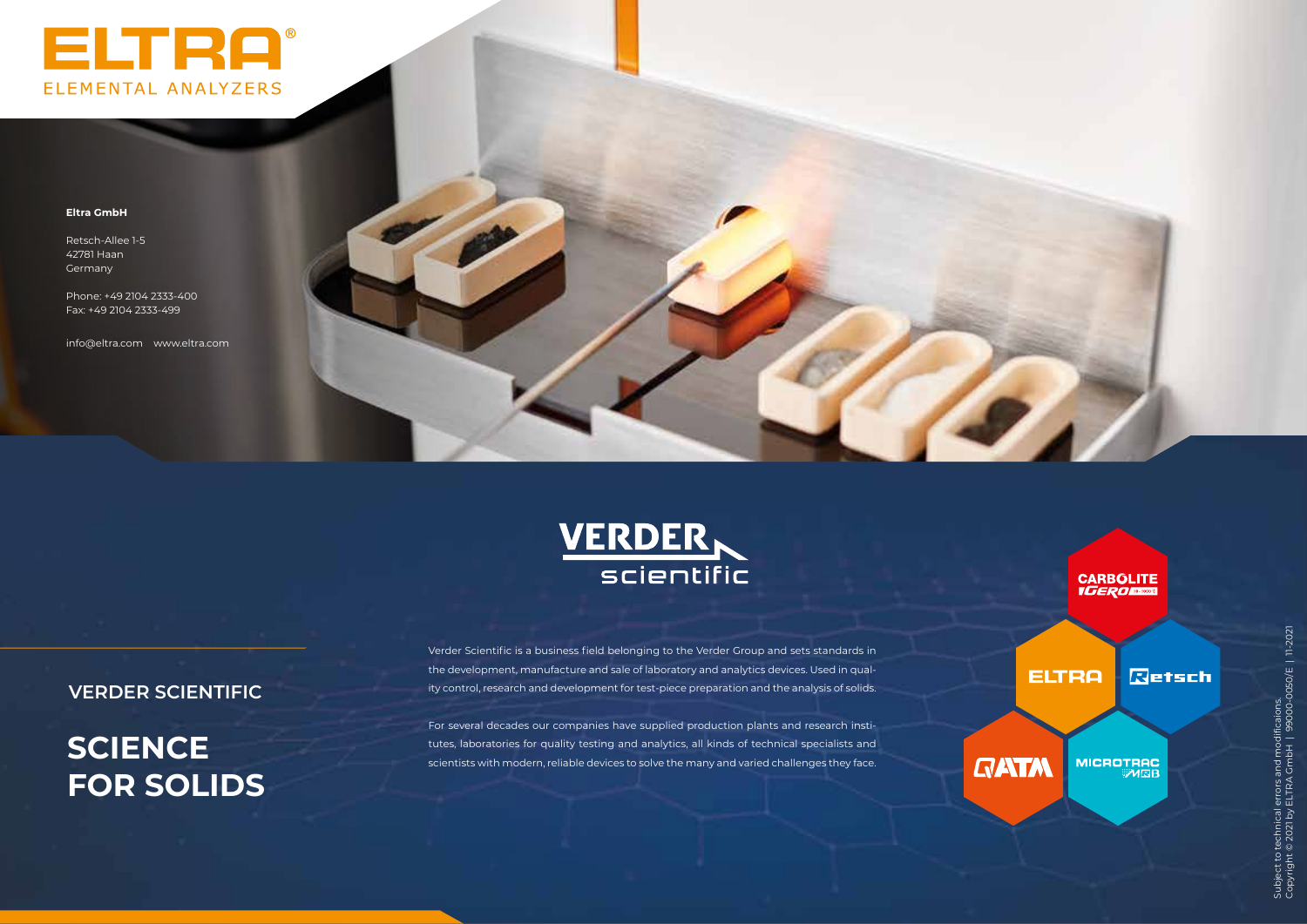ELTRA®
ELEMENTAL ANALYZERS

**Eltra GmbH**

Retsch-Allee 1-5
42781 Haan
Germany

Phone: +49 2104 2333-400
Fax: +49 2104 2333-499

info@eltra.com www.eltra.com

VERDER scientific

## VERDER SCIENTIFIC

# SCIENCE FOR SOLIDS

Verder Scientific is a business field belonging to the Verder Group and sets standards in the development, manufacture and sale of laboratory and analytics devices. Used in quality control, research and development for test-piece preparation and the analysis of solids.

For several decades our companies have supplied production plants and research institutes, laboratories for quality testing and analytics, all kinds of technical specialists and scientists with modern, reliable devices to solve the many and varied challenges they face.

CARBOLITE GERO
ELTRA
Retsch
QATM
MICROTRAC MRB

Subject to technical errors and modificaions.
Copyright © 2021 by ELTRA GmbH | 99000-0050/E | 11-2021